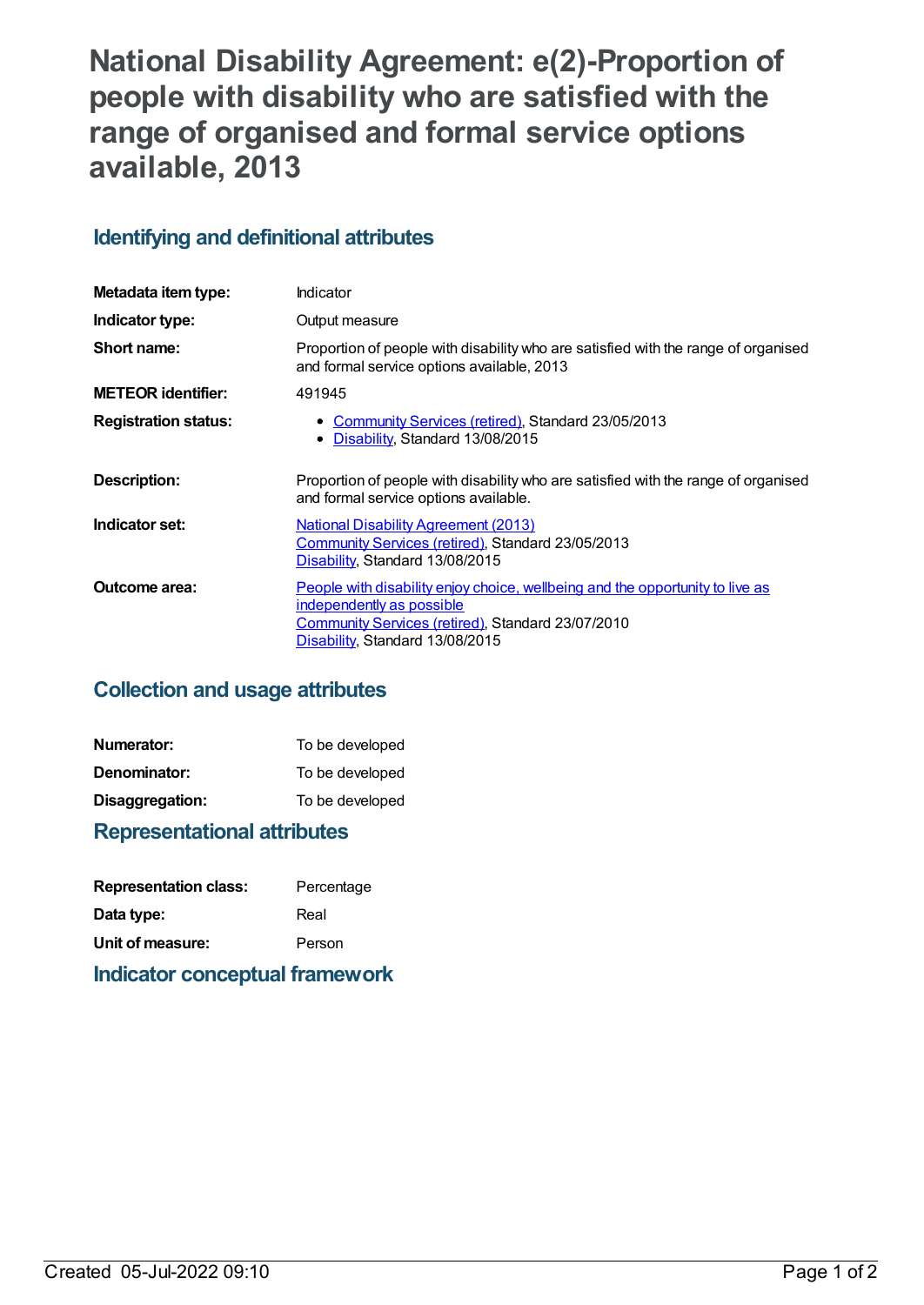# National Disability Agreement: e(2)-Proportion of people with disability who are satisfied with the range of organised and formal service options available, 2013

## Identifying and definitional attributes

| | |
|---|---|
| **Metadata item type:** | Indicator |
| **Indicator type:** | Output measure |
| **Short name:** | Proportion of people with disability who are satisfied with the range of organised and formal service options available, 2013 |
| **METEOR identifier:** | 491945 |
| **Registration status:** | • Community Services (retired), Standard 23/05/2013<br>• Disability, Standard 13/08/2015 |
| **Description:** | Proportion of people with disability who are satisfied with the range of organised and formal service options available. |
| **Indicator set:** | National Disability Agreement (2013)<br>Community Services (retired), Standard 23/05/2013<br>Disability, Standard 13/08/2015 |
| **Outcome area:** | People with disability enjoy choice, wellbeing and the opportunity to live as independently as possible<br>Community Services (retired), Standard 23/07/2010<br>Disability, Standard 13/08/2015 |

## Collection and usage attributes

| | |
|---|---|
| **Numerator:** | To be developed |
| **Denominator:** | To be developed |
| **Disaggregation:** | To be developed |

## Representational attributes

| | |
|---|---|
| **Representation class:** | Percentage |
| **Data type:** | Real |
| **Unit of measure:** | Person |

## Indicator conceptual framework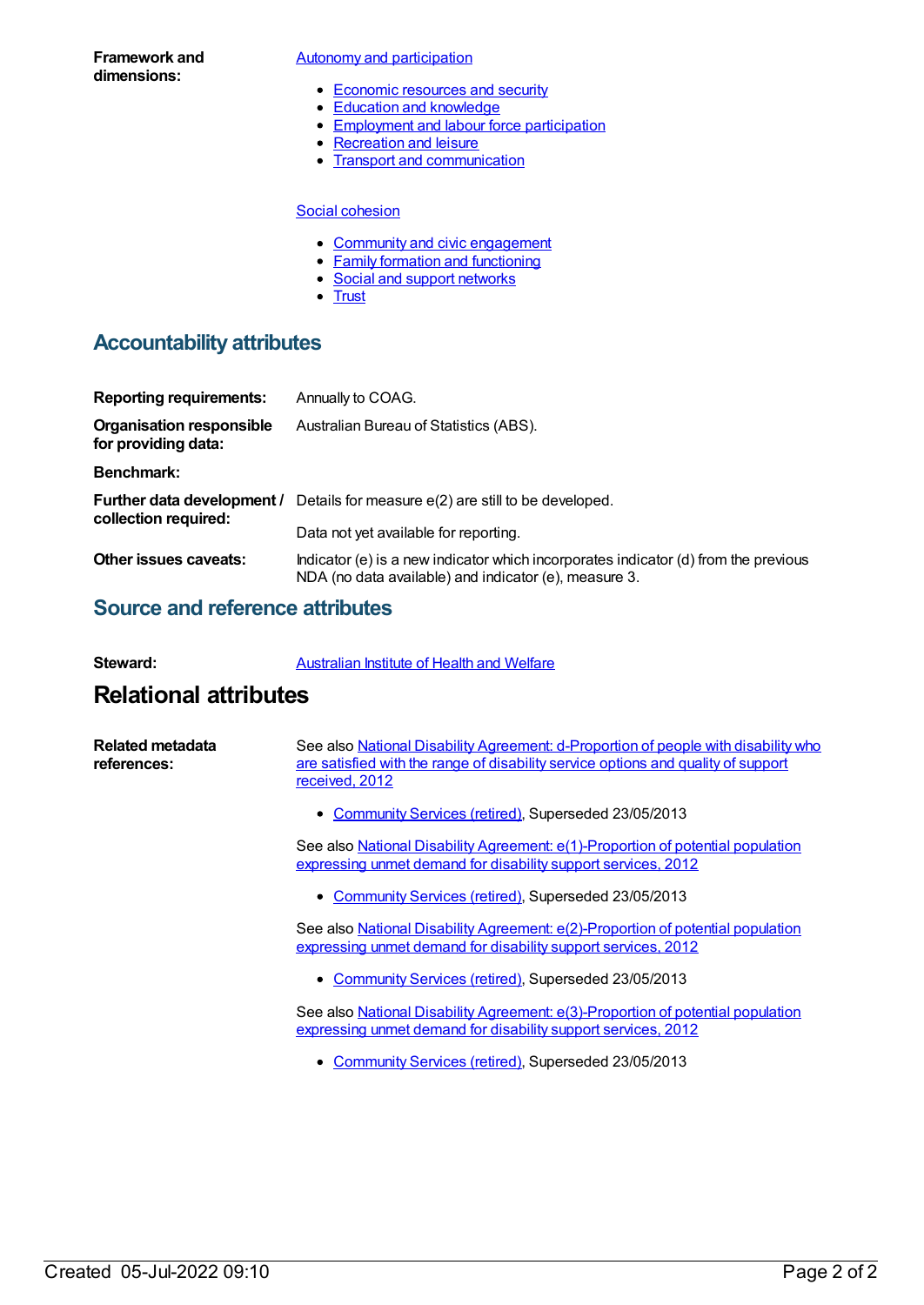**Framework and dimensions:**

Autonomy and participation

- Economic resources and security
- Education and knowledge
- Employment and labour force participation
- Recreation and leisure
- Transport and communication

Social cohesion

- Community and civic engagement
- Family formation and functioning
- Social and support networks
- Trust

## Accountability attributes

**Reporting requirements:** Annually to COAG.

**Organisation responsible for providing data:** Australian Bureau of Statistics (ABS).

**Benchmark:**

**Further data development / collection required:** Details for measure e(2) are still to be developed.

Data not yet available for reporting.

**Other issues caveats:** Indicator (e) is a new indicator which incorporates indicator (d) from the previous NDA (no data available) and indicator (e), measure 3.

## Source and reference attributes

**Steward:** Australian Institute of Health and Welfare

# Relational attributes

**Related metadata references:**

See also National Disability Agreement: d-Proportion of people with disability who are satisfied with the range of disability service options and quality of support received, 2012

- Community Services (retired), Superseded 23/05/2013

See also National Disability Agreement: e(1)-Proportion of potential population expressing unmet demand for disability support services, 2012

- Community Services (retired), Superseded 23/05/2013

See also National Disability Agreement: e(2)-Proportion of potential population expressing unmet demand for disability support services, 2012

- Community Services (retired), Superseded 23/05/2013

See also National Disability Agreement: e(3)-Proportion of potential population expressing unmet demand for disability support services, 2012

- Community Services (retired), Superseded 23/05/2013